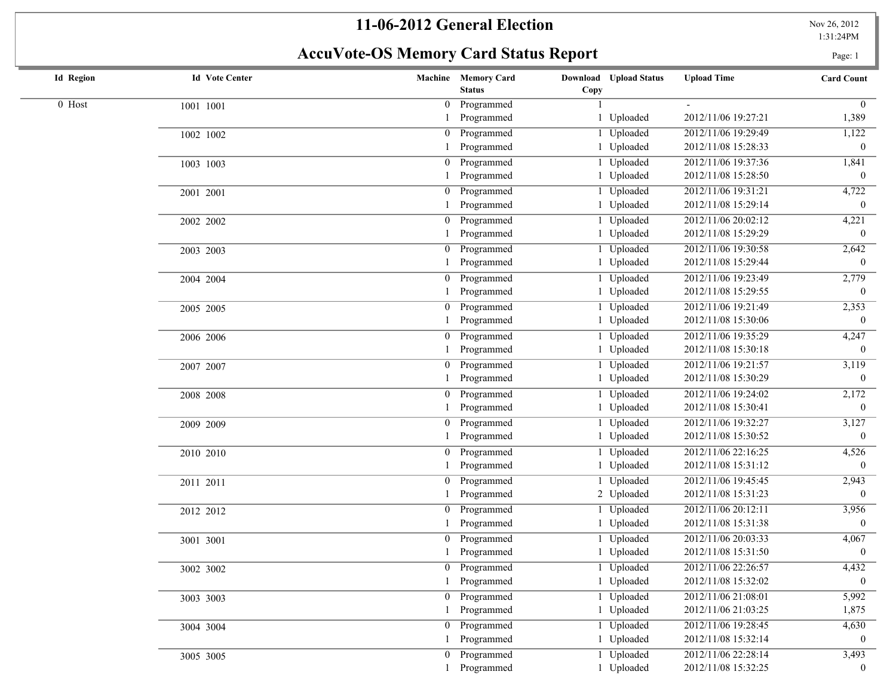# 11-06-2012 General Election

## AccuVote-OS Memory Card Status Report

Nov 26, 2012
1:31:24PM

| Id | Region | Id | Vote Center | Machine | Memory Card Status | Download Copy | Upload Status | Upload Time | Card Count |
|---|---|---|---|---|---|---|---|---|---|
| 0 | Host | 1001 | 1001 | 0 | Programmed | 1 | | - | 0 |
| | | | | 1 | Programmed | 1 | Uploaded | 2012/11/06 19:27:21 | 1,389 |
| | | 1002 | 1002 | 0 | Programmed | 1 | Uploaded | 2012/11/06 19:29:49 | 1,122 |
| | | | | 1 | Programmed | 1 | Uploaded | 2012/11/08 15:28:33 | 0 |
| | | 1003 | 1003 | 0 | Programmed | 1 | Uploaded | 2012/11/06 19:37:36 | 1,841 |
| | | | | 1 | Programmed | 1 | Uploaded | 2012/11/08 15:28:50 | 0 |
| | | 2001 | 2001 | 0 | Programmed | 1 | Uploaded | 2012/11/06 19:31:21 | 4,722 |
| | | | | 1 | Programmed | 1 | Uploaded | 2012/11/08 15:29:14 | 0 |
| | | 2002 | 2002 | 0 | Programmed | 1 | Uploaded | 2012/11/06 20:02:12 | 4,221 |
| | | | | 1 | Programmed | 1 | Uploaded | 2012/11/08 15:29:29 | 0 |
| | | 2003 | 2003 | 0 | Programmed | 1 | Uploaded | 2012/11/06 19:30:58 | 2,642 |
| | | | | 1 | Programmed | 1 | Uploaded | 2012/11/08 15:29:44 | 0 |
| | | 2004 | 2004 | 0 | Programmed | 1 | Uploaded | 2012/11/06 19:23:49 | 2,779 |
| | | | | 1 | Programmed | 1 | Uploaded | 2012/11/08 15:29:55 | 0 |
| | | 2005 | 2005 | 0 | Programmed | 1 | Uploaded | 2012/11/06 19:21:49 | 2,353 |
| | | | | 1 | Programmed | 1 | Uploaded | 2012/11/08 15:30:06 | 0 |
| | | 2006 | 2006 | 0 | Programmed | 1 | Uploaded | 2012/11/06 19:35:29 | 4,247 |
| | | | | 1 | Programmed | 1 | Uploaded | 2012/11/08 15:30:18 | 0 |
| | | 2007 | 2007 | 0 | Programmed | 1 | Uploaded | 2012/11/06 19:21:57 | 3,119 |
| | | | | 1 | Programmed | 1 | Uploaded | 2012/11/08 15:30:29 | 0 |
| | | 2008 | 2008 | 0 | Programmed | 1 | Uploaded | 2012/11/06 19:24:02 | 2,172 |
| | | | | 1 | Programmed | 1 | Uploaded | 2012/11/08 15:30:41 | 0 |
| | | 2009 | 2009 | 0 | Programmed | 1 | Uploaded | 2012/11/06 19:32:27 | 3,127 |
| | | | | 1 | Programmed | 1 | Uploaded | 2012/11/08 15:30:52 | 0 |
| | | 2010 | 2010 | 0 | Programmed | 1 | Uploaded | 2012/11/06 22:16:25 | 4,526 |
| | | | | 1 | Programmed | 1 | Uploaded | 2012/11/08 15:31:12 | 0 |
| | | 2011 | 2011 | 0 | Programmed | 1 | Uploaded | 2012/11/06 19:45:45 | 2,943 |
| | | | | 1 | Programmed | 2 | Uploaded | 2012/11/08 15:31:23 | 0 |
| | | 2012 | 2012 | 0 | Programmed | 1 | Uploaded | 2012/11/06 20:12:11 | 3,956 |
| | | | | 1 | Programmed | 1 | Uploaded | 2012/11/08 15:31:38 | 0 |
| | | 3001 | 3001 | 0 | Programmed | 1 | Uploaded | 2012/11/06 20:03:33 | 4,067 |
| | | | | 1 | Programmed | 1 | Uploaded | 2012/11/08 15:31:50 | 0 |
| | | 3002 | 3002 | 0 | Programmed | 1 | Uploaded | 2012/11/06 22:26:57 | 4,432 |
| | | | | 1 | Programmed | 1 | Uploaded | 2012/11/08 15:32:02 | 0 |
| | | 3003 | 3003 | 0 | Programmed | 1 | Uploaded | 2012/11/06 21:08:01 | 5,992 |
| | | | | 1 | Programmed | 1 | Uploaded | 2012/11/06 21:03:25 | 1,875 |
| | | 3004 | 3004 | 0 | Programmed | 1 | Uploaded | 2012/11/06 19:28:45 | 4,630 |
| | | | | 1 | Programmed | 1 | Uploaded | 2012/11/08 15:32:14 | 0 |
| | | 3005 | 3005 | 0 | Programmed | 1 | Uploaded | 2012/11/06 22:28:14 | 3,493 |
| | | | | 1 | Programmed | 1 | Uploaded | 2012/11/08 15:32:25 | 0 |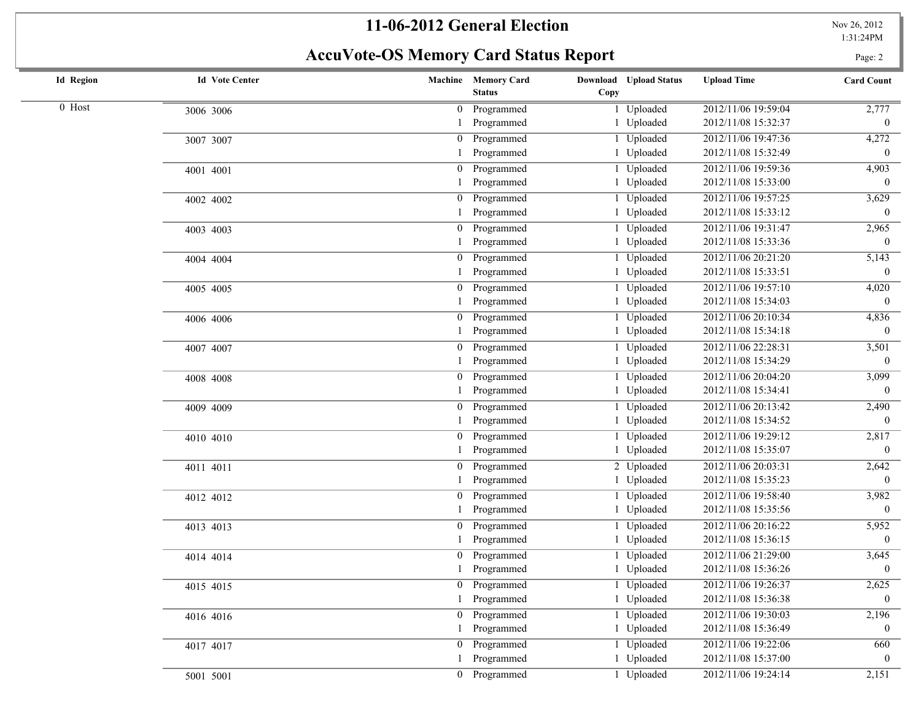# 11-06-2012 General Election

## AccuVote-OS Memory Card Status Report

Nov 26, 2012
1:31:24PM

| Id | Region | Id | Vote Center | Machine | Memory Card Status | Download Copy | Upload Status | Upload Time | Card Count |
|---|---|---|---|---|---|---|---|---|---|
| 0 | Host | 3006 | 3006 | 0 | Programmed | 1 | Uploaded | 2012/11/06 19:59:04 | 2,777 |
| | | | | 1 | Programmed | 1 | Uploaded | 2012/11/08 15:32:37 | 0 |
| | | 3007 | 3007 | 0 | Programmed | 1 | Uploaded | 2012/11/06 19:47:36 | 4,272 |
| | | | | 1 | Programmed | 1 | Uploaded | 2012/11/08 15:32:49 | 0 |
| | | 4001 | 4001 | 0 | Programmed | 1 | Uploaded | 2012/11/06 19:59:36 | 4,903 |
| | | | | 1 | Programmed | 1 | Uploaded | 2012/11/08 15:33:00 | 0 |
| | | 4002 | 4002 | 0 | Programmed | 1 | Uploaded | 2012/11/06 19:57:25 | 3,629 |
| | | | | 1 | Programmed | 1 | Uploaded | 2012/11/08 15:33:12 | 0 |
| | | 4003 | 4003 | 0 | Programmed | 1 | Uploaded | 2012/11/06 19:31:47 | 2,965 |
| | | | | 1 | Programmed | 1 | Uploaded | 2012/11/08 15:33:36 | 0 |
| | | 4004 | 4004 | 0 | Programmed | 1 | Uploaded | 2012/11/06 20:21:20 | 5,143 |
| | | | | 1 | Programmed | 1 | Uploaded | 2012/11/08 15:33:51 | 0 |
| | | 4005 | 4005 | 0 | Programmed | 1 | Uploaded | 2012/11/06 19:57:10 | 4,020 |
| | | | | 1 | Programmed | 1 | Uploaded | 2012/11/08 15:34:03 | 0 |
| | | 4006 | 4006 | 0 | Programmed | 1 | Uploaded | 2012/11/06 20:10:34 | 4,836 |
| | | | | 1 | Programmed | 1 | Uploaded | 2012/11/08 15:34:18 | 0 |
| | | 4007 | 4007 | 0 | Programmed | 1 | Uploaded | 2012/11/06 22:28:31 | 3,501 |
| | | | | 1 | Programmed | 1 | Uploaded | 2012/11/08 15:34:29 | 0 |
| | | 4008 | 4008 | 0 | Programmed | 1 | Uploaded | 2012/11/06 20:04:20 | 3,099 |
| | | | | 1 | Programmed | 1 | Uploaded | 2012/11/08 15:34:41 | 0 |
| | | 4009 | 4009 | 0 | Programmed | 1 | Uploaded | 2012/11/06 20:13:42 | 2,490 |
| | | | | 1 | Programmed | 1 | Uploaded | 2012/11/08 15:34:52 | 0 |
| | | 4010 | 4010 | 0 | Programmed | 1 | Uploaded | 2012/11/06 19:29:12 | 2,817 |
| | | | | 1 | Programmed | 1 | Uploaded | 2012/11/08 15:35:07 | 0 |
| | | 4011 | 4011 | 0 | Programmed | 2 | Uploaded | 2012/11/06 20:03:31 | 2,642 |
| | | | | 1 | Programmed | 1 | Uploaded | 2012/11/08 15:35:23 | 0 |
| | | 4012 | 4012 | 0 | Programmed | 1 | Uploaded | 2012/11/06 19:58:40 | 3,982 |
| | | | | 1 | Programmed | 1 | Uploaded | 2012/11/08 15:35:56 | 0 |
| | | 4013 | 4013 | 0 | Programmed | 1 | Uploaded | 2012/11/06 20:16:22 | 5,952 |
| | | | | 1 | Programmed | 1 | Uploaded | 2012/11/08 15:36:15 | 0 |
| | | 4014 | 4014 | 0 | Programmed | 1 | Uploaded | 2012/11/06 21:29:00 | 3,645 |
| | | | | 1 | Programmed | 1 | Uploaded | 2012/11/08 15:36:26 | 0 |
| | | 4015 | 4015 | 0 | Programmed | 1 | Uploaded | 2012/11/06 19:26:37 | 2,625 |
| | | | | 1 | Programmed | 1 | Uploaded | 2012/11/08 15:36:38 | 0 |
| | | 4016 | 4016 | 0 | Programmed | 1 | Uploaded | 2012/11/06 19:30:03 | 2,196 |
| | | | | 1 | Programmed | 1 | Uploaded | 2012/11/08 15:36:49 | 0 |
| | | 4017 | 4017 | 0 | Programmed | 1 | Uploaded | 2012/11/06 19:22:06 | 660 |
| | | | | 1 | Programmed | 1 | Uploaded | 2012/11/08 15:37:00 | 0 |
| | | 5001 | 5001 | 0 | Programmed | 1 | Uploaded | 2012/11/06 19:24:14 | 2,151 |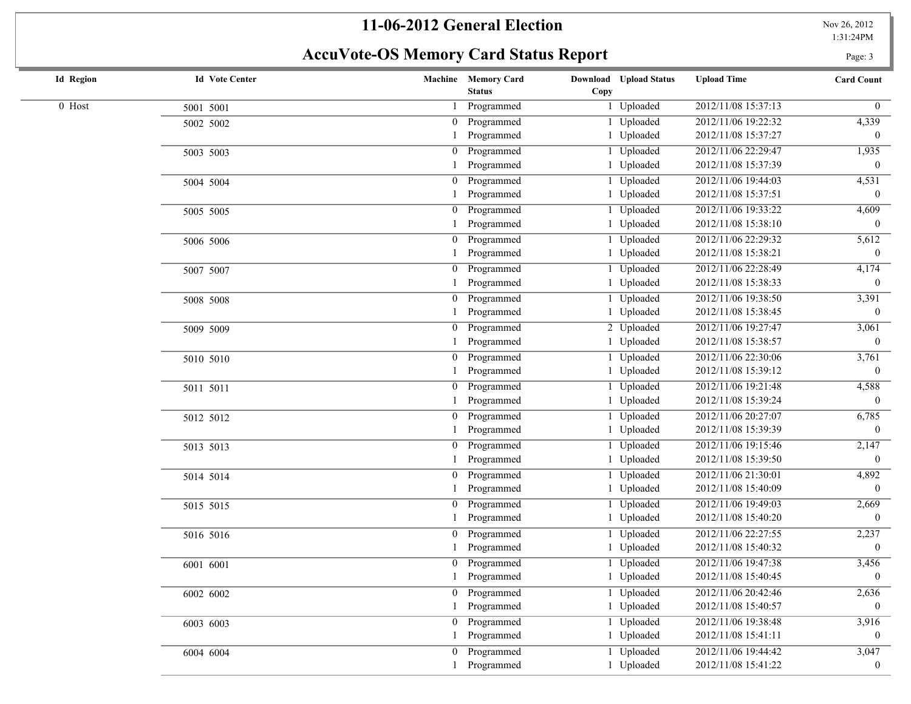# 11-06-2012 General Election

## AccuVote-OS Memory Card Status Report

Nov 26, 2012
1:31:24PM

| Id | Region | Id | Vote Center | Machine | Memory Card Status | Download Copy | Upload Status | Upload Time | Card Count |
|---|---|---|---|---|---|---|---|---|---|
| 0 | Host | 5001 | 5001 | 1 | Programmed | 1 | Uploaded | 2012/11/08 15:37:13 | 0 |
| | | 5002 | 5002 | 0 | Programmed | 1 | Uploaded | 2012/11/06 19:22:32 | 4,339 |
| | | | | 1 | Programmed | 1 | Uploaded | 2012/11/08 15:37:27 | 0 |
| | | 5003 | 5003 | 0 | Programmed | 1 | Uploaded | 2012/11/06 22:29:47 | 1,935 |
| | | | | 1 | Programmed | 1 | Uploaded | 2012/11/08 15:37:39 | 0 |
| | | 5004 | 5004 | 0 | Programmed | 1 | Uploaded | 2012/11/06 19:44:03 | 4,531 |
| | | | | 1 | Programmed | 1 | Uploaded | 2012/11/08 15:37:51 | 0 |
| | | 5005 | 5005 | 0 | Programmed | 1 | Uploaded | 2012/11/06 19:33:22 | 4,609 |
| | | | | 1 | Programmed | 1 | Uploaded | 2012/11/08 15:38:10 | 0 |
| | | 5006 | 5006 | 0 | Programmed | 1 | Uploaded | 2012/11/06 22:29:32 | 5,612 |
| | | | | 1 | Programmed | 1 | Uploaded | 2012/11/08 15:38:21 | 0 |
| | | 5007 | 5007 | 0 | Programmed | 1 | Uploaded | 2012/11/06 22:28:49 | 4,174 |
| | | | | 1 | Programmed | 1 | Uploaded | 2012/11/08 15:38:33 | 0 |
| | | 5008 | 5008 | 0 | Programmed | 1 | Uploaded | 2012/11/06 19:38:50 | 3,391 |
| | | | | 1 | Programmed | 1 | Uploaded | 2012/11/08 15:38:45 | 0 |
| | | 5009 | 5009 | 0 | Programmed | 2 | Uploaded | 2012/11/06 19:27:47 | 3,061 |
| | | | | 1 | Programmed | 1 | Uploaded | 2012/11/08 15:38:57 | 0 |
| | | 5010 | 5010 | 0 | Programmed | 1 | Uploaded | 2012/11/06 22:30:06 | 3,761 |
| | | | | 1 | Programmed | 1 | Uploaded | 2012/11/08 15:39:12 | 0 |
| | | 5011 | 5011 | 0 | Programmed | 1 | Uploaded | 2012/11/06 19:21:48 | 4,588 |
| | | | | 1 | Programmed | 1 | Uploaded | 2012/11/08 15:39:24 | 0 |
| | | 5012 | 5012 | 0 | Programmed | 1 | Uploaded | 2012/11/06 20:27:07 | 6,785 |
| | | | | 1 | Programmed | 1 | Uploaded | 2012/11/08 15:39:39 | 0 |
| | | 5013 | 5013 | 0 | Programmed | 1 | Uploaded | 2012/11/06 19:15:46 | 2,147 |
| | | | | 1 | Programmed | 1 | Uploaded | 2012/11/08 15:39:50 | 0 |
| | | 5014 | 5014 | 0 | Programmed | 1 | Uploaded | 2012/11/06 21:30:01 | 4,892 |
| | | | | 1 | Programmed | 1 | Uploaded | 2012/11/08 15:40:09 | 0 |
| | | 5015 | 5015 | 0 | Programmed | 1 | Uploaded | 2012/11/06 19:49:03 | 2,669 |
| | | | | 1 | Programmed | 1 | Uploaded | 2012/11/08 15:40:20 | 0 |
| | | 5016 | 5016 | 0 | Programmed | 1 | Uploaded | 2012/11/06 22:27:55 | 2,237 |
| | | | | 1 | Programmed | 1 | Uploaded | 2012/11/08 15:40:32 | 0 |
| | | 6001 | 6001 | 0 | Programmed | 1 | Uploaded | 2012/11/06 19:47:38 | 3,456 |
| | | | | 1 | Programmed | 1 | Uploaded | 2012/11/08 15:40:45 | 0 |
| | | 6002 | 6002 | 0 | Programmed | 1 | Uploaded | 2012/11/06 20:42:46 | 2,636 |
| | | | | 1 | Programmed | 1 | Uploaded | 2012/11/08 15:40:57 | 0 |
| | | 6003 | 6003 | 0 | Programmed | 1 | Uploaded | 2012/11/06 19:38:48 | 3,916 |
| | | | | 1 | Programmed | 1 | Uploaded | 2012/11/08 15:41:11 | 0 |
| | | 6004 | 6004 | 0 | Programmed | 1 | Uploaded | 2012/11/06 19:44:42 | 3,047 |
| | | | | 1 | Programmed | 1 | Uploaded | 2012/11/08 15:41:22 | 0 |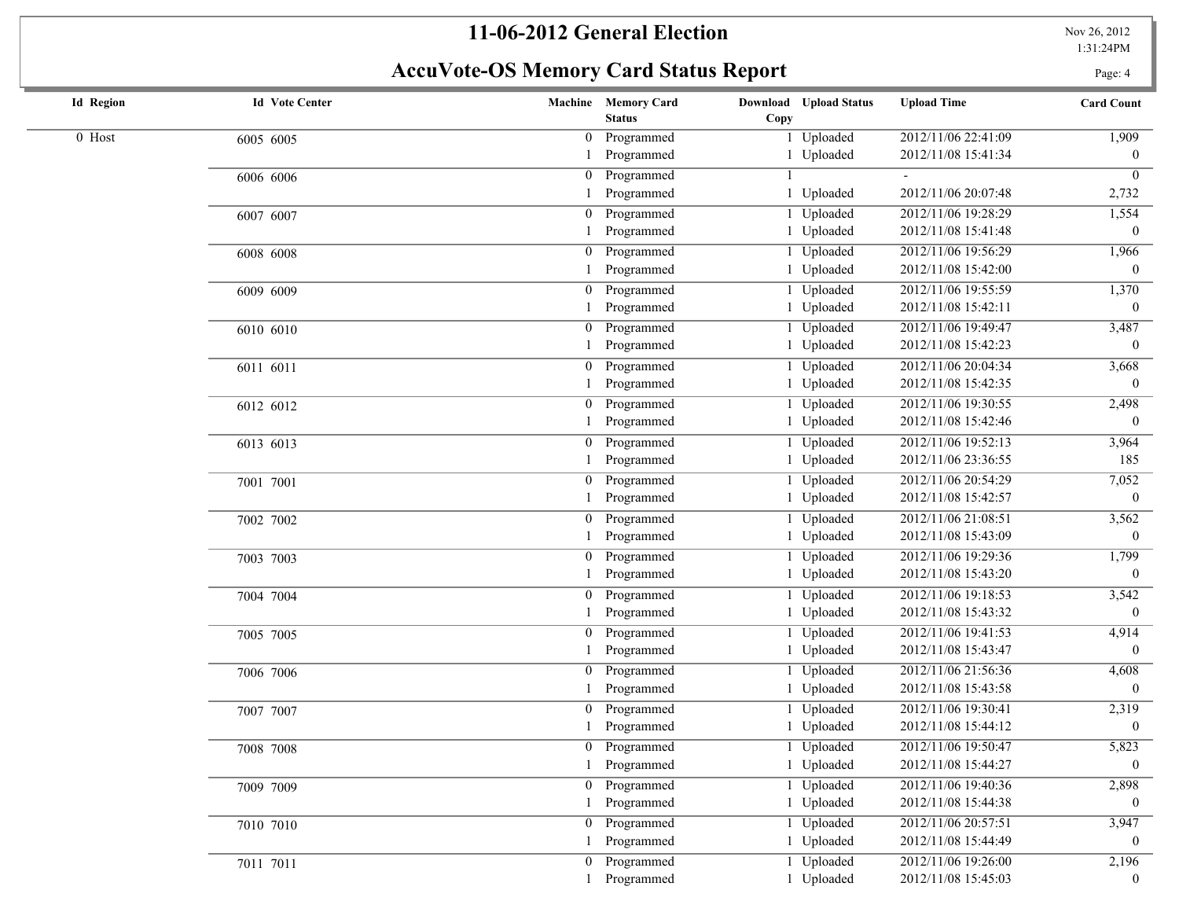# 11-06-2012 General Election

## AccuVote-OS Memory Card Status Report

Nov 26, 2012
1:31:24PM

| Id | Region | Id | Vote Center | Machine | Memory Card Status | Download Copy | Upload Status | Upload Time | Card Count |
|---|---|---|---|---|---|---|---|---|---|
| 0 | Host | 6005 | 6005 | 0 | Programmed | 1 | Uploaded | 2012/11/06 22:41:09 | 1,909 |
| | | | | 1 | Programmed | 1 | Uploaded | 2012/11/08 15:41:34 | 0 |
| | | 6006 | 6006 | 0 | Programmed | 1 | | - | 0 |
| | | | | 1 | Programmed | 1 | Uploaded | 2012/11/06 20:07:48 | 2,732 |
| | | 6007 | 6007 | 0 | Programmed | 1 | Uploaded | 2012/11/06 19:28:29 | 1,554 |
| | | | | 1 | Programmed | 1 | Uploaded | 2012/11/08 15:41:48 | 0 |
| | | 6008 | 6008 | 0 | Programmed | 1 | Uploaded | 2012/11/06 19:56:29 | 1,966 |
| | | | | 1 | Programmed | 1 | Uploaded | 2012/11/08 15:42:00 | 0 |
| | | 6009 | 6009 | 0 | Programmed | 1 | Uploaded | 2012/11/06 19:55:59 | 1,370 |
| | | | | 1 | Programmed | 1 | Uploaded | 2012/11/08 15:42:11 | 0 |
| | | 6010 | 6010 | 0 | Programmed | 1 | Uploaded | 2012/11/06 19:49:47 | 3,487 |
| | | | | 1 | Programmed | 1 | Uploaded | 2012/11/08 15:42:23 | 0 |
| | | 6011 | 6011 | 0 | Programmed | 1 | Uploaded | 2012/11/06 20:04:34 | 3,668 |
| | | | | 1 | Programmed | 1 | Uploaded | 2012/11/08 15:42:35 | 0 |
| | | 6012 | 6012 | 0 | Programmed | 1 | Uploaded | 2012/11/06 19:30:55 | 2,498 |
| | | | | 1 | Programmed | 1 | Uploaded | 2012/11/08 15:42:46 | 0 |
| | | 6013 | 6013 | 0 | Programmed | 1 | Uploaded | 2012/11/06 19:52:13 | 3,964 |
| | | | | 1 | Programmed | 1 | Uploaded | 2012/11/06 23:36:55 | 185 |
| | | 7001 | 7001 | 0 | Programmed | 1 | Uploaded | 2012/11/06 20:54:29 | 7,052 |
| | | | | 1 | Programmed | 1 | Uploaded | 2012/11/08 15:42:57 | 0 |
| | | 7002 | 7002 | 0 | Programmed | 1 | Uploaded | 2012/11/06 21:08:51 | 3,562 |
| | | | | 1 | Programmed | 1 | Uploaded | 2012/11/08 15:43:09 | 0 |
| | | 7003 | 7003 | 0 | Programmed | 1 | Uploaded | 2012/11/06 19:29:36 | 1,799 |
| | | | | 1 | Programmed | 1 | Uploaded | 2012/11/08 15:43:20 | 0 |
| | | 7004 | 7004 | 0 | Programmed | 1 | Uploaded | 2012/11/06 19:18:53 | 3,542 |
| | | | | 1 | Programmed | 1 | Uploaded | 2012/11/08 15:43:32 | 0 |
| | | 7005 | 7005 | 0 | Programmed | 1 | Uploaded | 2012/11/06 19:41:53 | 4,914 |
| | | | | 1 | Programmed | 1 | Uploaded | 2012/11/08 15:43:47 | 0 |
| | | 7006 | 7006 | 0 | Programmed | 1 | Uploaded | 2012/11/06 21:56:36 | 4,608 |
| | | | | 1 | Programmed | 1 | Uploaded | 2012/11/08 15:43:58 | 0 |
| | | 7007 | 7007 | 0 | Programmed | 1 | Uploaded | 2012/11/06 19:30:41 | 2,319 |
| | | | | 1 | Programmed | 1 | Uploaded | 2012/11/08 15:44:12 | 0 |
| | | 7008 | 7008 | 0 | Programmed | 1 | Uploaded | 2012/11/06 19:50:47 | 5,823 |
| | | | | 1 | Programmed | 1 | Uploaded | 2012/11/08 15:44:27 | 0 |
| | | 7009 | 7009 | 0 | Programmed | 1 | Uploaded | 2012/11/06 19:40:36 | 2,898 |
| | | | | 1 | Programmed | 1 | Uploaded | 2012/11/08 15:44:38 | 0 |
| | | 7010 | 7010 | 0 | Programmed | 1 | Uploaded | 2012/11/06 20:57:51 | 3,947 |
| | | | | 1 | Programmed | 1 | Uploaded | 2012/11/08 15:44:49 | 0 |
| | | 7011 | 7011 | 0 | Programmed | 1 | Uploaded | 2012/11/06 19:26:00 | 2,196 |
| | | | | 1 | Programmed | 1 | Uploaded | 2012/11/08 15:45:03 | 0 |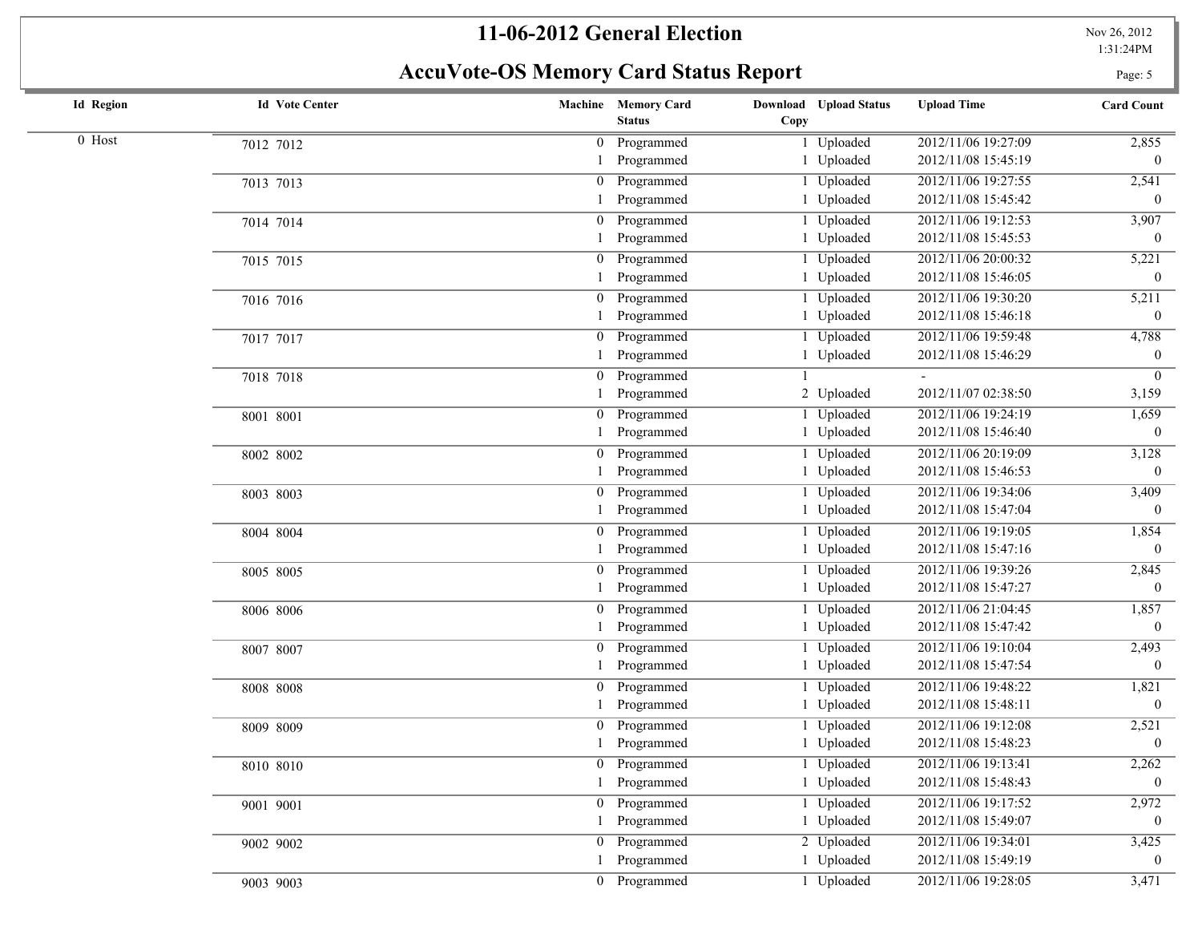# 11-06-2012 General Election

## AccuVote-OS Memory Card Status Report

| Id | Region | Id | Vote Center | Machine | Memory Card Status | Download Copy | Upload Status | Upload Time | Card Count |
|---|---|---|---|---|---|---|---|---|---|
| 0 | Host | 7012 | 7012 | 0 | Programmed | 1 | Uploaded | 2012/11/06 19:27:09 | 2,855 |
| | | | | 1 | Programmed | 1 | Uploaded | 2012/11/08 15:45:19 | 0 |
| | | 7013 | 7013 | 0 | Programmed | 1 | Uploaded | 2012/11/06 19:27:55 | 2,541 |
| | | | | 1 | Programmed | 1 | Uploaded | 2012/11/08 15:45:42 | 0 |
| | | 7014 | 7014 | 0 | Programmed | 1 | Uploaded | 2012/11/06 19:12:53 | 3,907 |
| | | | | 1 | Programmed | 1 | Uploaded | 2012/11/08 15:45:53 | 0 |
| | | 7015 | 7015 | 0 | Programmed | 1 | Uploaded | 2012/11/06 20:00:32 | 5,221 |
| | | | | 1 | Programmed | 1 | Uploaded | 2012/11/08 15:46:05 | 0 |
| | | 7016 | 7016 | 0 | Programmed | 1 | Uploaded | 2012/11/06 19:30:20 | 5,211 |
| | | | | 1 | Programmed | 1 | Uploaded | 2012/11/08 15:46:18 | 0 |
| | | 7017 | 7017 | 0 | Programmed | 1 | Uploaded | 2012/11/06 19:59:48 | 4,788 |
| | | | | 1 | Programmed | 1 | Uploaded | 2012/11/08 15:46:29 | 0 |
| | | 7018 | 7018 | 0 | Programmed | 1 | | - | 0 |
| | | | | 1 | Programmed | 2 | Uploaded | 2012/11/07 02:38:50 | 3,159 |
| | | 8001 | 8001 | 0 | Programmed | 1 | Uploaded | 2012/11/06 19:24:19 | 1,659 |
| | | | | 1 | Programmed | 1 | Uploaded | 2012/11/08 15:46:40 | 0 |
| | | 8002 | 8002 | 0 | Programmed | 1 | Uploaded | 2012/11/06 20:19:09 | 3,128 |
| | | | | 1 | Programmed | 1 | Uploaded | 2012/11/08 15:46:53 | 0 |
| | | 8003 | 8003 | 0 | Programmed | 1 | Uploaded | 2012/11/06 19:34:06 | 3,409 |
| | | | | 1 | Programmed | 1 | Uploaded | 2012/11/08 15:47:04 | 0 |
| | | 8004 | 8004 | 0 | Programmed | 1 | Uploaded | 2012/11/06 19:19:05 | 1,854 |
| | | | | 1 | Programmed | 1 | Uploaded | 2012/11/08 15:47:16 | 0 |
| | | 8005 | 8005 | 0 | Programmed | 1 | Uploaded | 2012/11/06 19:39:26 | 2,845 |
| | | | | 1 | Programmed | 1 | Uploaded | 2012/11/08 15:47:27 | 0 |
| | | 8006 | 8006 | 0 | Programmed | 1 | Uploaded | 2012/11/06 21:04:45 | 1,857 |
| | | | | 1 | Programmed | 1 | Uploaded | 2012/11/08 15:47:42 | 0 |
| | | 8007 | 8007 | 0 | Programmed | 1 | Uploaded | 2012/11/06 19:10:04 | 2,493 |
| | | | | 1 | Programmed | 1 | Uploaded | 2012/11/08 15:47:54 | 0 |
| | | 8008 | 8008 | 0 | Programmed | 1 | Uploaded | 2012/11/06 19:48:22 | 1,821 |
| | | | | 1 | Programmed | 1 | Uploaded | 2012/11/08 15:48:11 | 0 |
| | | 8009 | 8009 | 0 | Programmed | 1 | Uploaded | 2012/11/06 19:12:08 | 2,521 |
| | | | | 1 | Programmed | 1 | Uploaded | 2012/11/08 15:48:23 | 0 |
| | | 8010 | 8010 | 0 | Programmed | 1 | Uploaded | 2012/11/06 19:13:41 | 2,262 |
| | | | | 1 | Programmed | 1 | Uploaded | 2012/11/08 15:48:43 | 0 |
| | | 9001 | 9001 | 0 | Programmed | 1 | Uploaded | 2012/11/06 19:17:52 | 2,972 |
| | | | | 1 | Programmed | 1 | Uploaded | 2012/11/08 15:49:07 | 0 |
| | | 9002 | 9002 | 0 | Programmed | 2 | Uploaded | 2012/11/06 19:34:01 | 3,425 |
| | | | | 1 | Programmed | 1 | Uploaded | 2012/11/08 15:49:19 | 0 |
| | | 9003 | 9003 | 0 | Programmed | 1 | Uploaded | 2012/11/06 19:28:05 | 3,471 |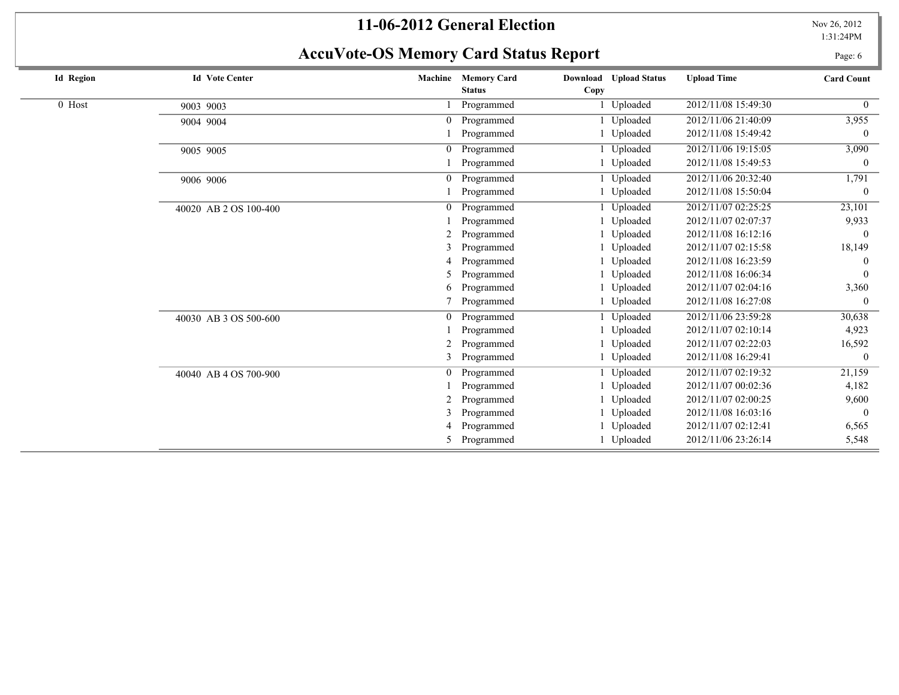# 11-06-2012 General Election

## AccuVote-OS Memory Card Status Report

Nov 26, 2012
1:31:24PM

| Id | Region | Id | Vote Center | Machine | Memory Card Status | Download Copy | Upload Status | Upload Time | Card Count |
|---|---|---|---|---|---|---|---|---|---|
| 0 | Host | 9003 | 9003 | 1 | Programmed | 1 | Uploaded | 2012/11/08 15:49:30 | 0 |
| | | 9004 | 9004 | 0 | Programmed | 1 | Uploaded | 2012/11/06 21:40:09 | 3,955 |
| | | | | 1 | Programmed | 1 | Uploaded | 2012/11/08 15:49:42 | 0 |
| | | 9005 | 9005 | 0 | Programmed | 1 | Uploaded | 2012/11/06 19:15:05 | 3,090 |
| | | | | 1 | Programmed | 1 | Uploaded | 2012/11/08 15:49:53 | 0 |
| | | 9006 | 9006 | 0 | Programmed | 1 | Uploaded | 2012/11/06 20:32:40 | 1,791 |
| | | | | 1 | Programmed | 1 | Uploaded | 2012/11/08 15:50:04 | 0 |
| | | 40020 | AB 2 OS 100-400 | 0 | Programmed | 1 | Uploaded | 2012/11/07 02:25:25 | 23,101 |
| | | | | 1 | Programmed | 1 | Uploaded | 2012/11/07 02:07:37 | 9,933 |
| | | | | 2 | Programmed | 1 | Uploaded | 2012/11/08 16:12:16 | 0 |
| | | | | 3 | Programmed | 1 | Uploaded | 2012/11/07 02:15:58 | 18,149 |
| | | | | 4 | Programmed | 1 | Uploaded | 2012/11/08 16:23:59 | 0 |
| | | | | 5 | Programmed | 1 | Uploaded | 2012/11/08 16:06:34 | 0 |
| | | | | 6 | Programmed | 1 | Uploaded | 2012/11/07 02:04:16 | 3,360 |
| | | | | 7 | Programmed | 1 | Uploaded | 2012/11/08 16:27:08 | 0 |
| | | 40030 | AB 3 OS 500-600 | 0 | Programmed | 1 | Uploaded | 2012/11/06 23:59:28 | 30,638 |
| | | | | 1 | Programmed | 1 | Uploaded | 2012/11/07 02:10:14 | 4,923 |
| | | | | 2 | Programmed | 1 | Uploaded | 2012/11/07 02:22:03 | 16,592 |
| | | | | 3 | Programmed | 1 | Uploaded | 2012/11/08 16:29:41 | 0 |
| | | 40040 | AB 4 OS 700-900 | 0 | Programmed | 1 | Uploaded | 2012/11/07 02:19:32 | 21,159 |
| | | | | 1 | Programmed | 1 | Uploaded | 2012/11/07 00:02:36 | 4,182 |
| | | | | 2 | Programmed | 1 | Uploaded | 2012/11/07 02:00:25 | 9,600 |
| | | | | 3 | Programmed | 1 | Uploaded | 2012/11/08 16:03:16 | 0 |
| | | | | 4 | Programmed | 1 | Uploaded | 2012/11/07 02:12:41 | 6,565 |
| | | | | 5 | Programmed | 1 | Uploaded | 2012/11/06 23:26:14 | 5,548 |